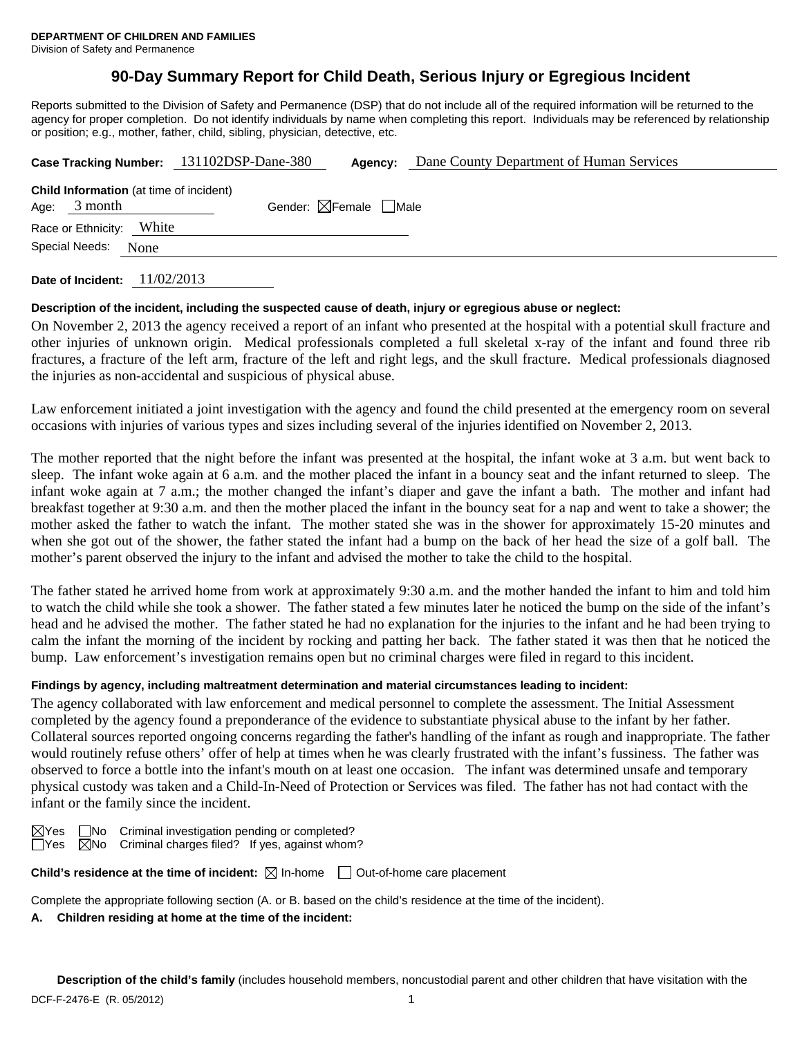**DEPARTMENT OF CHILDREN AND FAMILIES**
Division of Safety and Permanence

# 90-Day Summary Report for Child Death, Serious Injury or Egregious Incident

Reports submitted to the Division of Safety and Permanence (DSP) that do not include all of the required information will be returned to the agency for proper completion. Do not identify individuals by name when completing this report. Individuals may be referenced by relationship or position; e.g., mother, father, child, sibling, physician, detective, etc.

**Case Tracking Number:** 131102DSP-Dane-380 **Agency:** Dane County Department of Human Services

**Child Information** (at time of incident)
Age: 3 month Gender: ☒Female ☐Male
Race or Ethnicity: White
Special Needs: None

**Date of Incident:** 11/02/2013

**Description of the incident, including the suspected cause of death, injury or egregious abuse or neglect:**

On November 2, 2013 the agency received a report of an infant who presented at the hospital with a potential skull fracture and other injuries of unknown origin. Medical professionals completed a full skeletal x-ray of the infant and found three rib fractures, a fracture of the left arm, fracture of the left and right legs, and the skull fracture. Medical professionals diagnosed the injuries as non-accidental and suspicious of physical abuse.

Law enforcement initiated a joint investigation with the agency and found the child presented at the emergency room on several occasions with injuries of various types and sizes including several of the injuries identified on November 2, 2013.

The mother reported that the night before the infant was presented at the hospital, the infant woke at 3 a.m. but went back to sleep. The infant woke again at 6 a.m. and the mother placed the infant in a bouncy seat and the infant returned to sleep. The infant woke again at 7 a.m.; the mother changed the infant's diaper and gave the infant a bath. The mother and infant had breakfast together at 9:30 a.m. and then the mother placed the infant in the bouncy seat for a nap and went to take a shower; the mother asked the father to watch the infant. The mother stated she was in the shower for approximately 15-20 minutes and when she got out of the shower, the father stated the infant had a bump on the back of her head the size of a golf ball. The mother's parent observed the injury to the infant and advised the mother to take the child to the hospital.

The father stated he arrived home from work at approximately 9:30 a.m. and the mother handed the infant to him and told him to watch the child while she took a shower. The father stated a few minutes later he noticed the bump on the side of the infant's head and he advised the mother. The father stated he had no explanation for the injuries to the infant and he had been trying to calm the infant the morning of the incident by rocking and patting her back. The father stated it was then that he noticed the bump. Law enforcement's investigation remains open but no criminal charges were filed in regard to this incident.

**Findings by agency, including maltreatment determination and material circumstances leading to incident:**

The agency collaborated with law enforcement and medical personnel to complete the assessment. The Initial Assessment completed by the agency found a preponderance of the evidence to substantiate physical abuse to the infant by her father. Collateral sources reported ongoing concerns regarding the father's handling of the infant as rough and inappropriate. The father would routinely refuse others' offer of help at times when he was clearly frustrated with the infant's fussiness. The father was observed to force a bottle into the infant's mouth on at least one occasion. The infant was determined unsafe and temporary physical custody was taken and a Child-In-Need of Protection or Services was filed. The father has not had contact with the infant or the family since the incident.

☒Yes ☐No Criminal investigation pending or completed?
☐Yes ☒No Criminal charges filed? If yes, against whom?

**Child's residence at the time of incident:** ☒ In-home ☐ Out-of-home care placement

Complete the appropriate following section (A. or B. based on the child's residence at the time of the incident).

**A. Children residing at home at the time of the incident:**

**Description of the child's family** (includes household members, noncustodial parent and other children that have visitation with the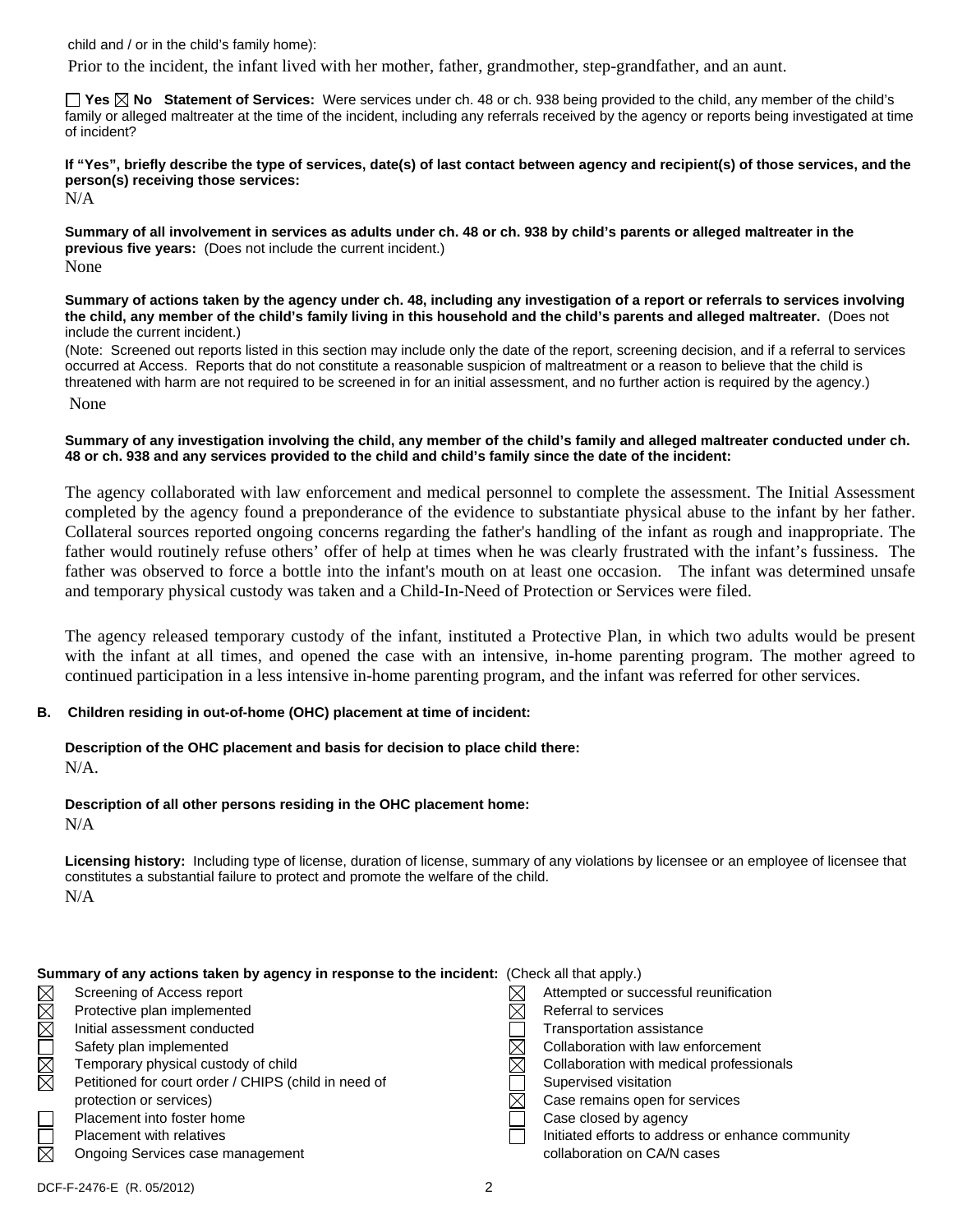child and / or in the child's family home):

Prior to the incident, the infant lived with her mother, father, grandmother, step-grandfather, and an aunt.

☐ Yes ☒ No **Statement of Services:** Were services under ch. 48 or ch. 938 being provided to the child, any member of the child's family or alleged maltreater at the time of the incident, including any referrals received by the agency or reports being investigated at time of incident?

**If "Yes", briefly describe the type of services, date(s) of last contact between agency and recipient(s) of those services, and the person(s) receiving those services:**

N/A

**Summary of all involvement in services as adults under ch. 48 or ch. 938 by child's parents or alleged maltreater in the previous five years:** (Does not include the current incident.)

None

**Summary of actions taken by the agency under ch. 48, including any investigation of a report or referrals to services involving the child, any member of the child's family living in this household and the child's parents and alleged maltreater.** (Does not include the current incident.)

(Note: Screened out reports listed in this section may include only the date of the report, screening decision, and if a referral to services occurred at Access. Reports that do not constitute a reasonable suspicion of maltreatment or a reason to believe that the child is threatened with harm are not required to be screened in for an initial assessment, and no further action is required by the agency.)

None

**Summary of any investigation involving the child, any member of the child's family and alleged maltreater conducted under ch. 48 or ch. 938 and any services provided to the child and child's family since the date of the incident:**

The agency collaborated with law enforcement and medical personnel to complete the assessment. The Initial Assessment completed by the agency found a preponderance of the evidence to substantiate physical abuse to the infant by her father. Collateral sources reported ongoing concerns regarding the father's handling of the infant as rough and inappropriate. The father would routinely refuse others' offer of help at times when he was clearly frustrated with the infant's fussiness. The father was observed to force a bottle into the infant's mouth on at least one occasion. The infant was determined unsafe and temporary physical custody was taken and a Child-In-Need of Protection or Services were filed.

The agency released temporary custody of the infant, instituted a Protective Plan, in which two adults would be present with the infant at all times, and opened the case with an intensive, in-home parenting program. The mother agreed to continued participation in a less intensive in-home parenting program, and the infant was referred for other services.

**B. Children residing in out-of-home (OHC) placement at time of incident:**

**Description of the OHC placement and basis for decision to place child there:**

N/A.

**Description of all other persons residing in the OHC placement home:**

N/A

**Licensing history:** Including type of license, duration of license, summary of any violations by licensee or an employee of licensee that constitutes a substantial failure to protect and promote the welfare of the child.

N/A

**Summary of any actions taken by agency in response to the incident:** (Check all that apply.)

- ☒ Screening of Access report
- ☒ Protective plan implemented
- ☒ Initial assessment conducted
- ☐ Safety plan implemented
- ☒ Temporary physical custody of child
- ☒ Petitioned for court order / CHIPS (child in need of protection or services)
- ☐ Placement into foster home
- ☐ Placement with relatives
- ☒ Ongoing Services case management
- ☒ Attempted or successful reunification
- ☒ Referral to services
- ☐ Transportation assistance
- ☒ Collaboration with law enforcement
- ☒ Collaboration with medical professionals
- ☐ Supervised visitation
- ☒ Case remains open for services
- ☐ Case closed by agency
- ☐ Initiated efforts to address or enhance community collaboration on CA/N cases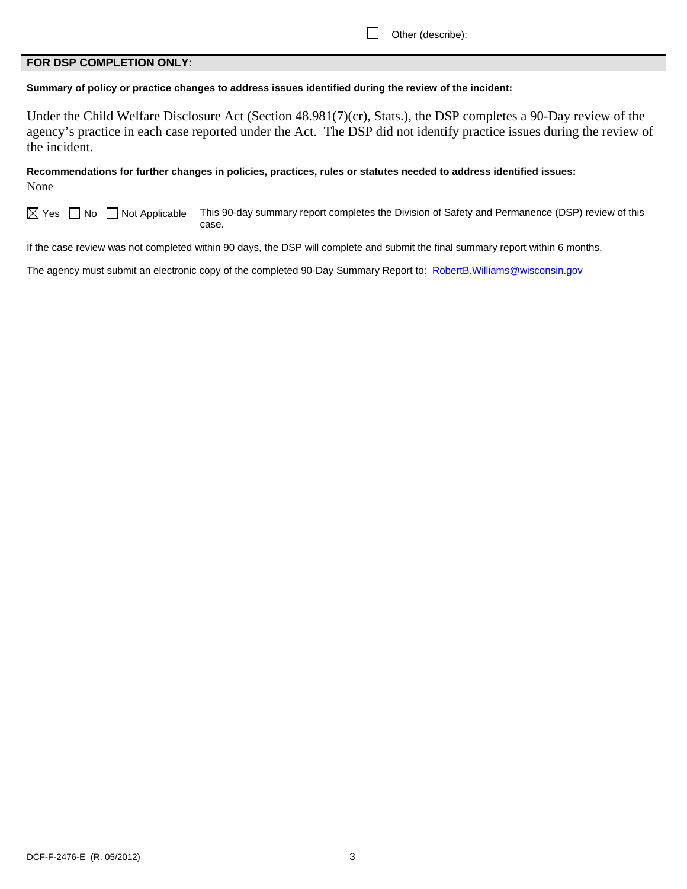☐ Other (describe):

**FOR DSP COMPLETION ONLY:**

**Summary of policy or practice changes to address issues identified during the review of the incident:**

Under the Child Welfare Disclosure Act (Section 48.981(7)(cr), Stats.), the DSP completes a 90-Day review of the agency's practice in each case reported under the Act. The DSP did not identify practice issues during the review of the incident.

**Recommendations for further changes in policies, practices, rules or statutes needed to address identified issues:**

None

☒ Yes ☐ No ☐ Not Applicable This 90-day summary report completes the Division of Safety and Permanence (DSP) review of this case.

If the case review was not completed within 90 days, the DSP will complete and submit the final summary report within 6 months.

The agency must submit an electronic copy of the completed 90-Day Summary Report to: RobertB.Williams@wisconsin.gov

DCF-F-2476-E (R. 05/2012)